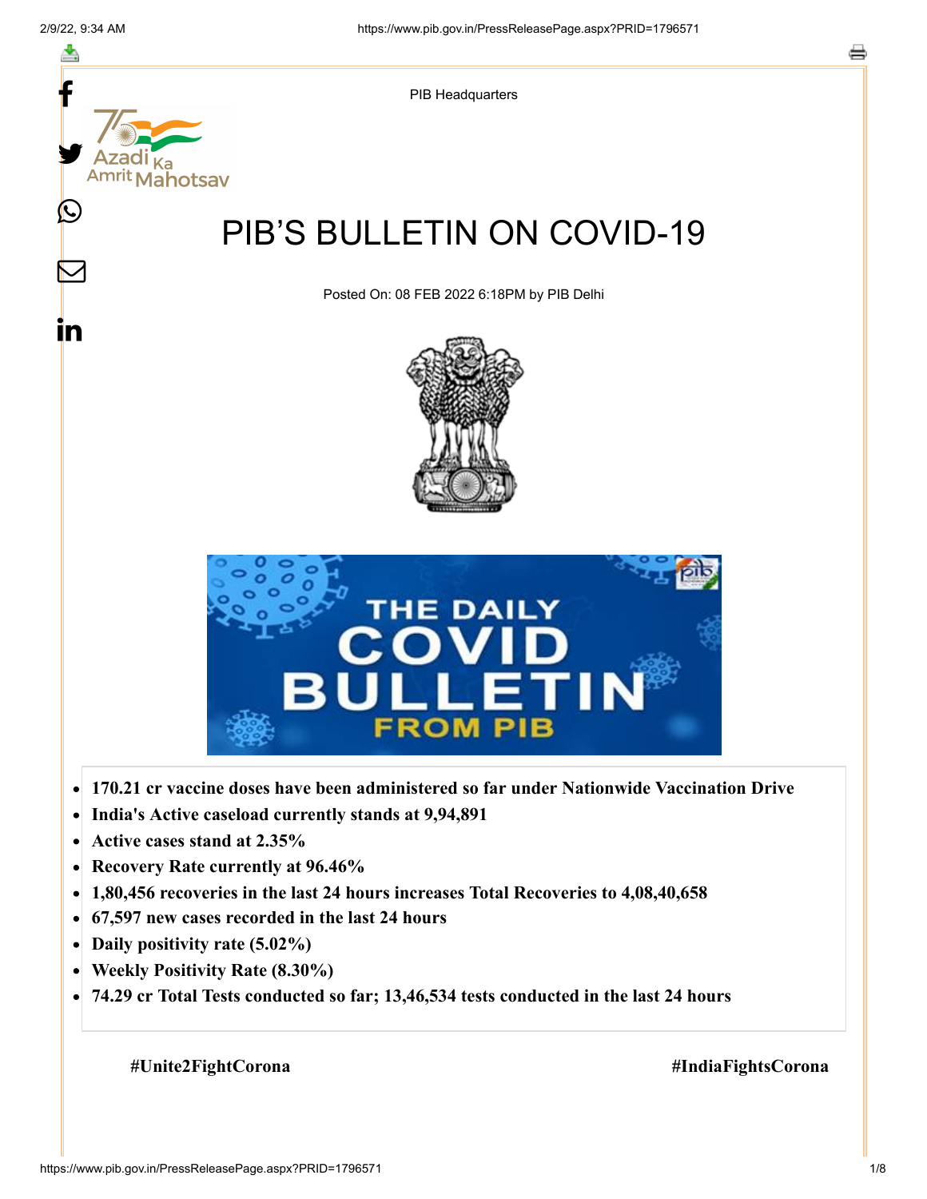PIB Headquarters

# PIB'S BULLETIN ON COVID-19

Posted On: 08 FEB 2022 6:18PM by PIB Delhi

- **170.21 cr vaccine doses have been administered so far under Nationwide Vaccination Drive**
- **India's Active caseload currently stands at 9,94,891**
- **Active cases stand at 2.35%**
- **Recovery Rate currently at 96.46%**
- **1,80,456 recoveries in the last 24 hours increases Total Recoveries to 4,08,40,658**
- **67,597 new cases recorded in the last 24 hours**
- **Daily positivity rate (5.02%)**
- **Weekly Positivity Rate (8.30%)**
- **74.29 cr Total Tests conducted so far; 13,46,534 tests conducted in the last 24 hours**

**#Unite2FightCorona** **#IndiaFightsCorona**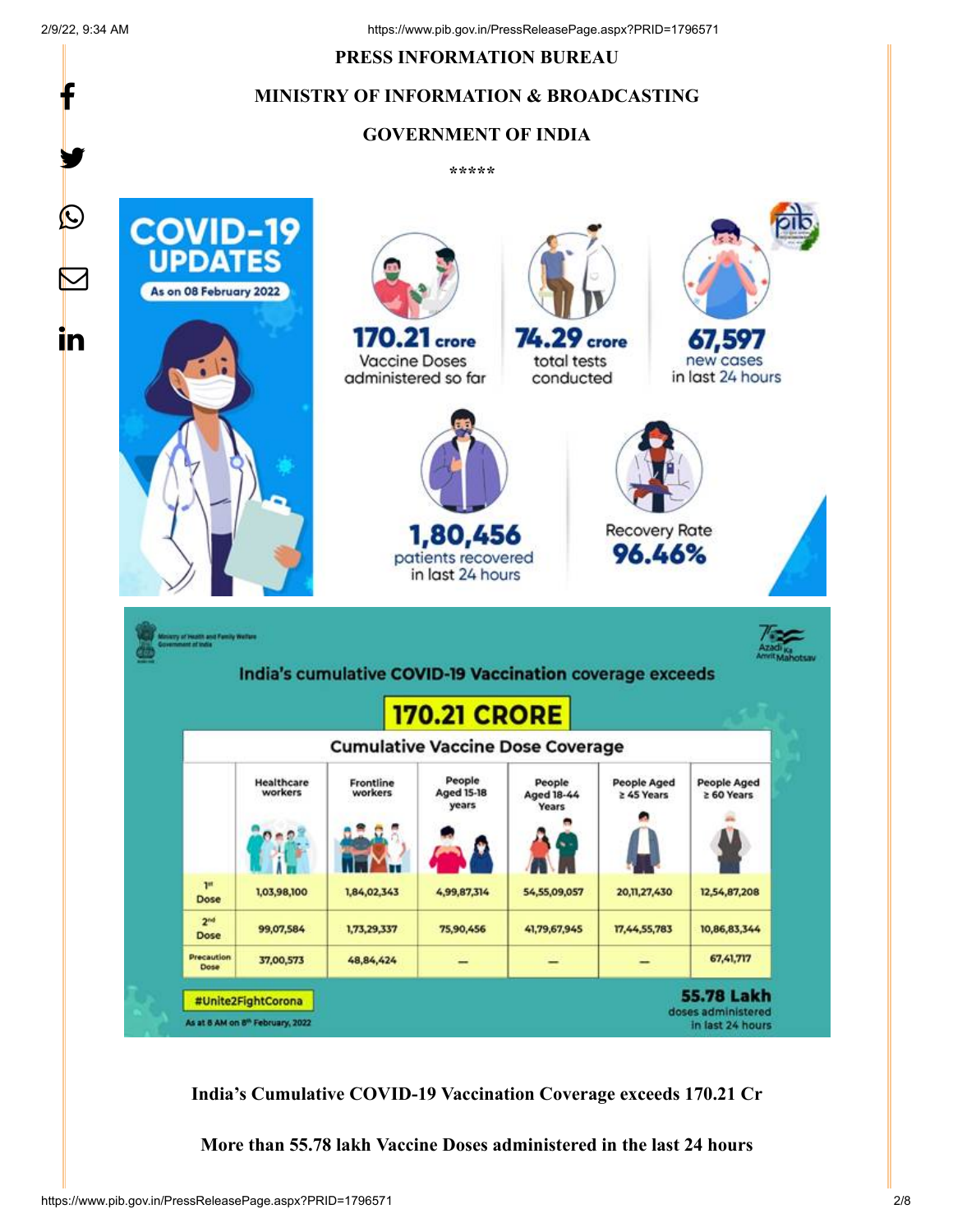PRESS INFORMATION BUREAU

MINISTRY OF INFORMATION & BROADCASTING

GOVERNMENT OF INDIA

\*\*\*\*\*

COVID-19 UPDATES

As on 08 February 2022

170.21 crore Vaccine Doses administered so far

74.29 crore total tests conducted

67,597 new cases in last 24 hours

1,80,456 patients recovered in last 24 hours

Recovery Rate 96.46%

Ministry of Health and Family Welfare Government of India

India's cumulative COVID-19 Vaccination coverage exceeds

170.21 CRORE

Cumulative Vaccine Dose Coverage

| | Healthcare workers | Frontline workers | People Aged 15-18 years | People Aged 18-44 Years | People Aged ≥ 45 Years | People Aged ≥ 60 Years |
|---|---|---|---|---|---|---|
| 1st Dose | 1,03,98,100 | 1,84,02,343 | 4,99,87,314 | 54,55,09,057 | 20,11,27,430 | 12,54,87,208 |
| 2nd Dose | 99,07,584 | 1,73,29,337 | 75,90,456 | 41,79,67,945 | 17,44,55,783 | 10,86,83,344 |
| Precaution Dose | 37,00,573 | 48,84,424 | — | — | — | 67,41,717 |

#Unite2FightCorona

As at 8 AM on 8th February, 2022

55.78 Lakh doses administered in last 24 hours

**India's Cumulative COVID-19 Vaccination Coverage exceeds 170.21 Cr**

**More than 55.78 lakh Vaccine Doses administered in the last 24 hours**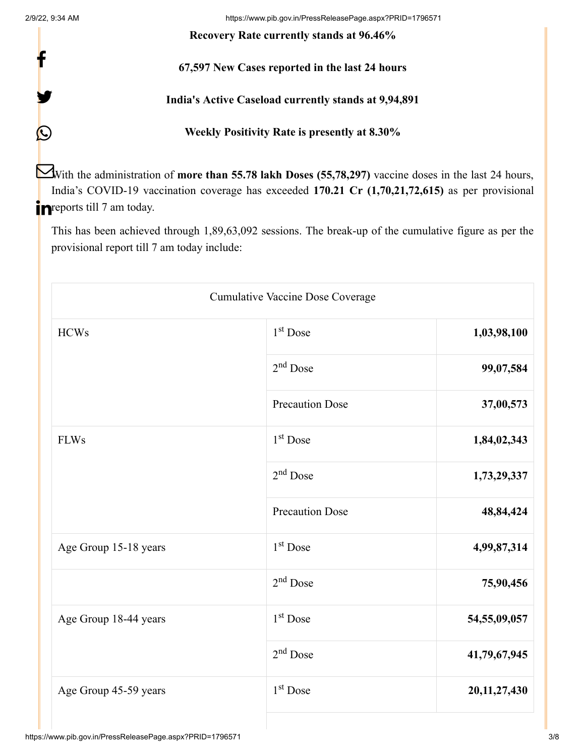**Recovery Rate currently stands at 96.46%**

**67,597 New Cases reported in the last 24 hours**

**India's Active Caseload currently stands at 9,94,891**

**Weekly Positivity Rate is presently at 8.30%**

With the administration of **more than 55.78 lakh Doses (55,78,297)** vaccine doses in the last 24 hours, India's COVID-19 vaccination coverage has exceeded **170.21 Cr (1,70,21,72,615)** as per provisional reports till 7 am today.

This has been achieved through 1,89,63,092 sessions. The break-up of the cumulative figure as per the provisional report till 7 am today include:

| Cumulative Vaccine Dose Coverage | | |
|---|---|---|
| HCWs | 1st Dose | **1,03,98,100** |
| | 2nd Dose | **99,07,584** |
| | Precaution Dose | **37,00,573** |
| FLWs | 1st Dose | **1,84,02,343** |
| | 2nd Dose | **1,73,29,337** |
| | Precaution Dose | **48,84,424** |
| Age Group 15-18 years | 1st Dose | **4,99,87,314** |
| | 2nd Dose | **75,90,456** |
| Age Group 18-44 years | 1st Dose | **54,55,09,057** |
| | 2nd Dose | **41,79,67,945** |
| Age Group 45-59 years | 1st Dose | **20,11,27,430** |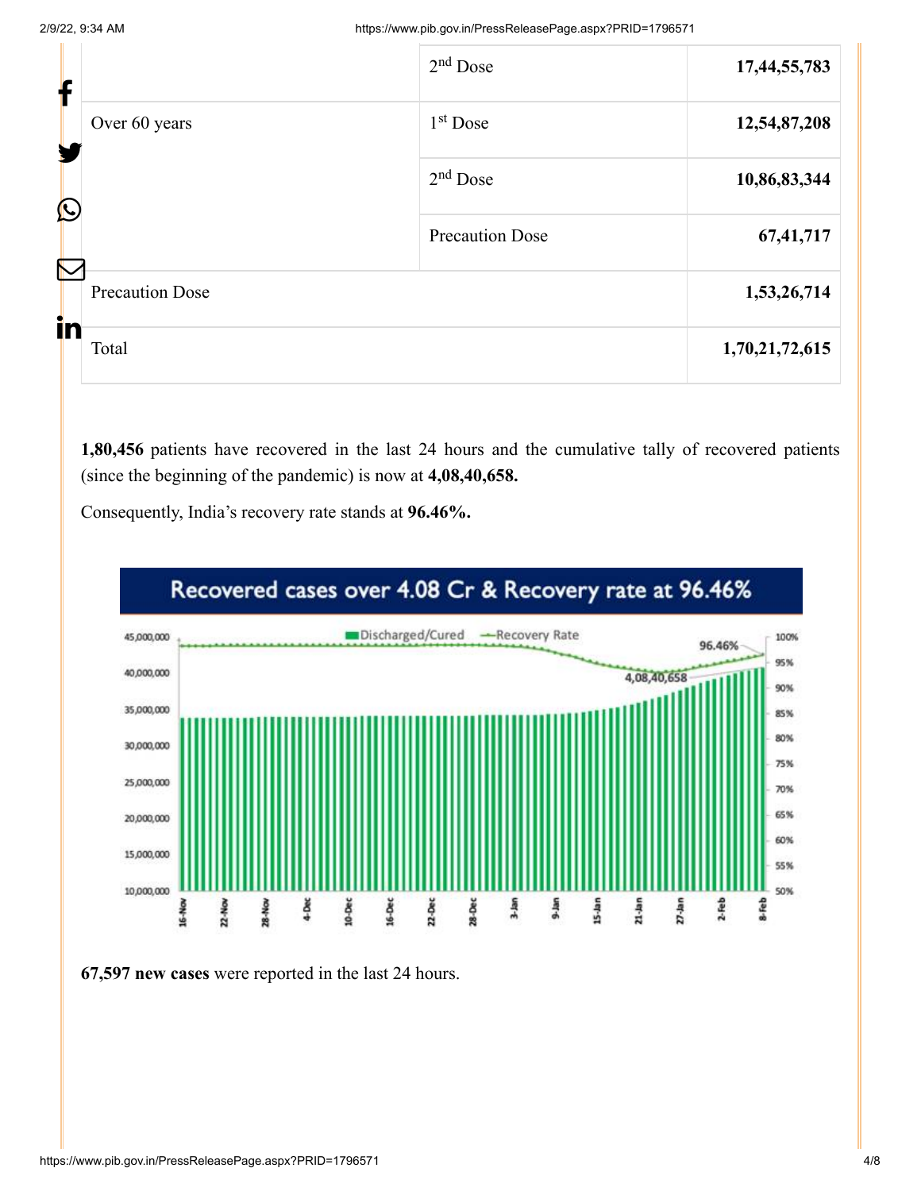| | | |
|---|---|---|
| | 2nd Dose | **17,44,55,783** |
| Over 60 years | 1st Dose | **12,54,87,208** |
| | 2nd Dose | **10,86,83,344** |
| | Precaution Dose | **67,41,717** |
| Precaution Dose | | **1,53,26,714** |
| Total | | **1,70,21,72,615** |

**1,80,456** patients have recovered in the last 24 hours and the cumulative tally of recovered patients (since the beginning of the pandemic) is now at **4,08,40,658.**

Consequently, India's recovery rate stands at **96.46%.**

Recovered cases over 4.08 Cr & Recovery rate at 96.46%

Discharged/Cured
Recovery Rate
96.46%
4,08,40,658
45,000,000
40,000,000
35,000,000
30,000,000
25,000,000
20,000,000
15,000,000
10,000,000
100%
95%
90%
85%
80%
75%
70%
65%
60%
55%
50%
16-Nov
22-Nov
28-Nov
4-Dec
10-Dec
16-Dec
22-Dec
28-Dec
3-Jan
9-Jan
15-Jan
21-Jan
27-Jan
2-Feb
8-Feb

**67,597 new cases** were reported in the last 24 hours.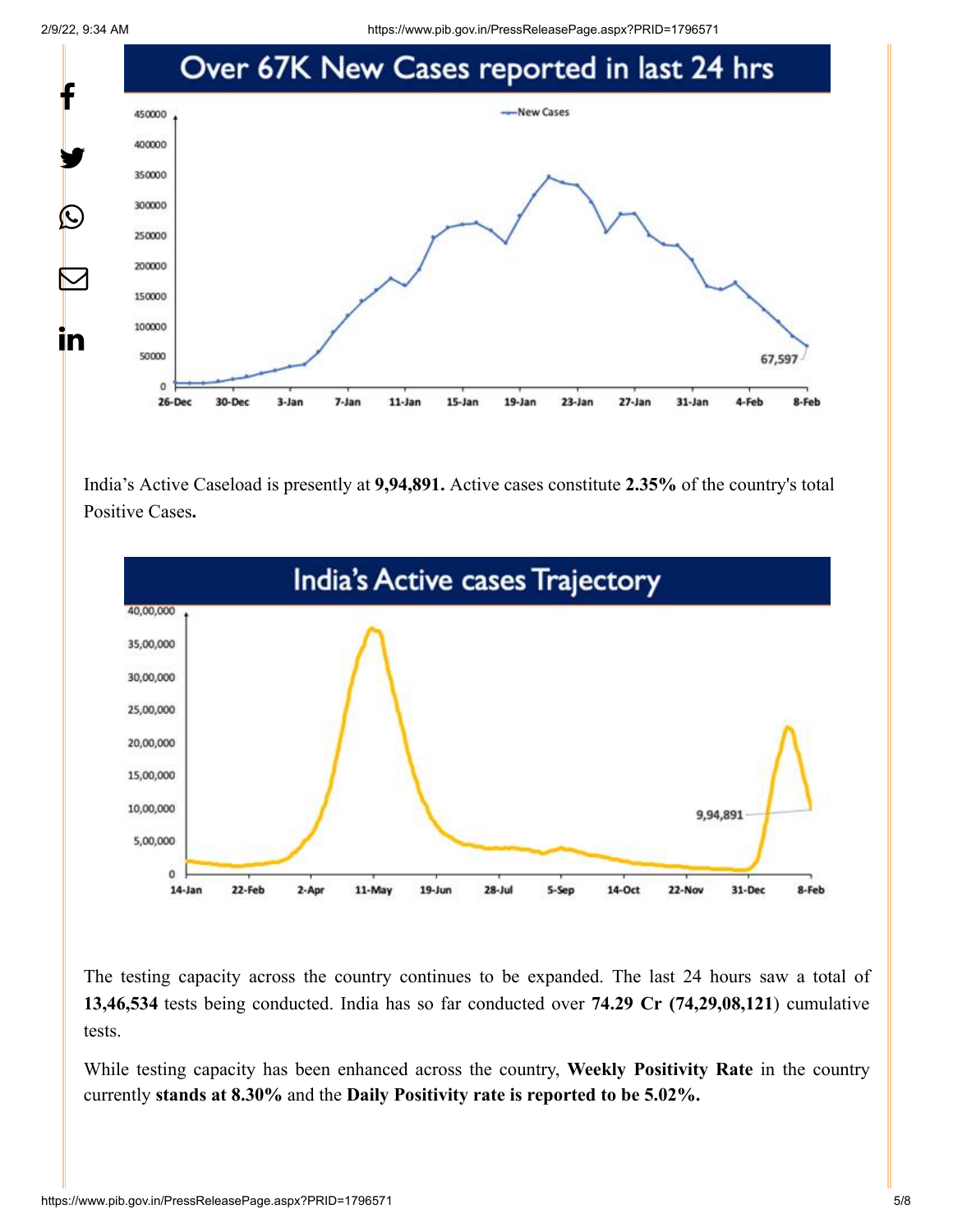Over 67K New Cases reported in last 24 hrs

New Cases

450000
400000
350000
300000
250000
200000
150000
100000
50000
0

26-Dec 30-Dec 3-Jan 7-Jan 11-Jan 15-Jan 19-Jan 23-Jan 27-Jan 31-Jan 4-Feb 8-Feb

67,597

India's Active Caseload is presently at **9,94,891.** Active cases constitute **2.35%** of the country's total Positive Cases**.**

India's Active cases Trajectory

40,00,000
35,00,000
30,00,000
25,00,000
20,00,000
15,00,000
10,00,000
5,00,000
0

14-Jan 22-Feb 2-Apr 11-May 19-Jun 28-Jul 5-Sep 14-Oct 22-Nov 31-Dec 8-Feb

9,94,891

The testing capacity across the country continues to be expanded. The last 24 hours saw a total of **13,46,534** tests being conducted. India has so far conducted over **74.29 Cr (74,29,08,121**) cumulative tests.

While testing capacity has been enhanced across the country, **Weekly Positivity Rate** in the country currently **stands at 8.30%** and the **Daily Positivity rate is reported to be 5.02%.**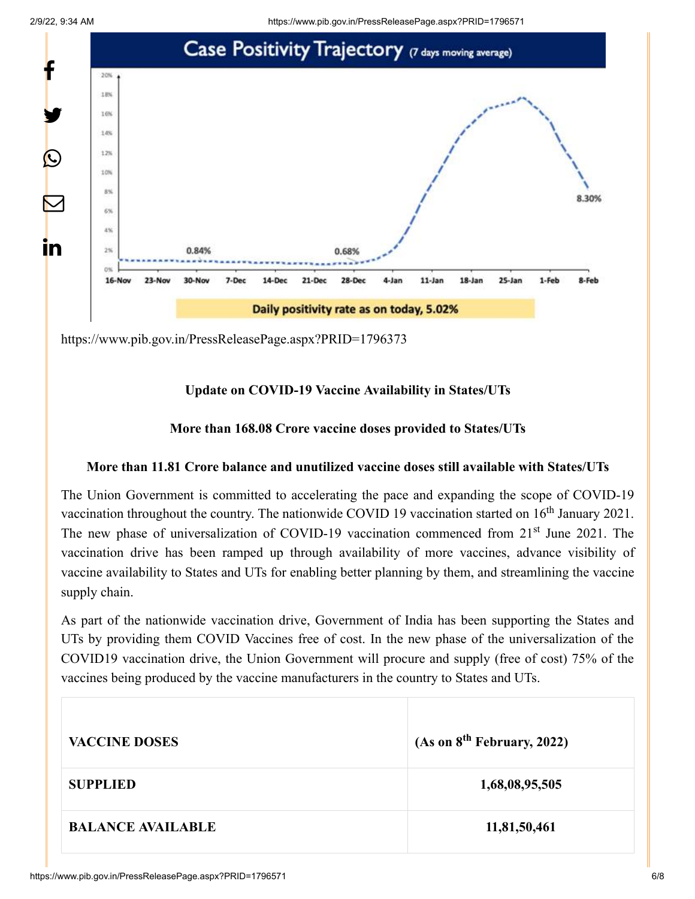Case Positivity Trajectory (7 days moving average)

20%
18%
16%
14%
12%
10%
8%
6%
4%
2%
0%

0.84%
0.68%
8.30%

16-Nov 23-Nov 30-Nov 7-Dec 14-Dec 21-Dec 28-Dec 4-Jan 11-Jan 18-Jan 25-Jan 1-Feb 8-Feb

Daily positivity rate as on today, 5.02%

https://www.pib.gov.in/PressReleasePage.aspx?PRID=1796373

**Update on COVID-19 Vaccine Availability in States/UTs**

**More than 168.08 Crore vaccine doses provided to States/UTs**

**More than 11.81 Crore balance and unutilized vaccine doses still available with States/UTs**

The Union Government is committed to accelerating the pace and expanding the scope of COVID-19 vaccination throughout the country. The nationwide COVID 19 vaccination started on 16th January 2021. The new phase of universalization of COVID-19 vaccination commenced from 21st June 2021. The vaccination drive has been ramped up through availability of more vaccines, advance visibility of vaccine availability to States and UTs for enabling better planning by them, and streamlining the vaccine supply chain.

As part of the nationwide vaccination drive, Government of India has been supporting the States and UTs by providing them COVID Vaccines free of cost. In the new phase of the universalization of the COVID19 vaccination drive, the Union Government will procure and supply (free of cost) 75% of the vaccines being produced by the vaccine manufacturers in the country to States and UTs.

| **VACCINE DOSES** | **(As on 8th February, 2022)** |
|---|---|
| **SUPPLIED** | **1,68,08,95,505** |
| **BALANCE AVAILABLE** | **11,81,50,461** |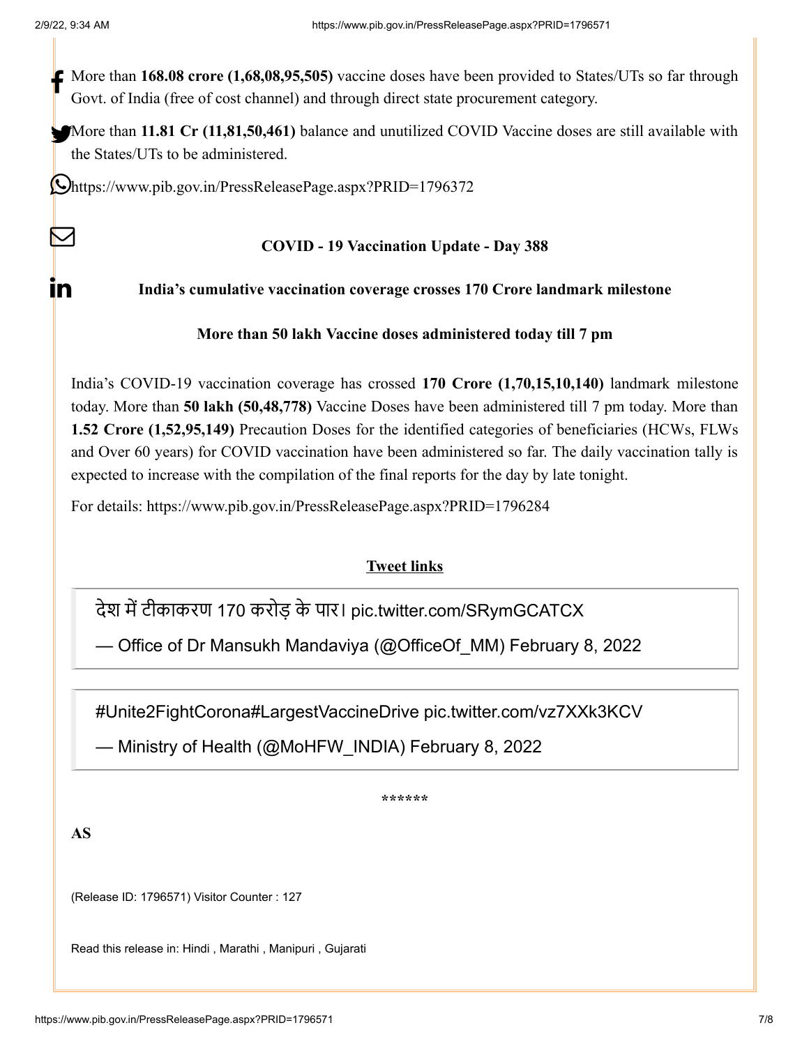More than **168.08 crore (1,68,08,95,505)** vaccine doses have been provided to States/UTs so far through Govt. of India (free of cost channel) and through direct state procurement category.

More than **11.81 Cr (11,81,50,461)** balance and unutilized COVID Vaccine doses are still available with the States/UTs to be administered.

https://www.pib.gov.in/PressReleasePage.aspx?PRID=1796372

**COVID - 19 Vaccination Update - Day 388**

**India's cumulative vaccination coverage crosses 170 Crore landmark milestone**

**More than 50 lakh Vaccine doses administered today till 7 pm**

India's COVID-19 vaccination coverage has crossed **170 Crore (1,70,15,10,140)** landmark milestone today. More than **50 lakh (50,48,778)** Vaccine Doses have been administered till 7 pm today. More than **1.52 Crore (1,52,95,149)** Precaution Doses for the identified categories of beneficiaries (HCWs, FLWs and Over 60 years) for COVID vaccination have been administered so far. The daily vaccination tally is expected to increase with the compilation of the final reports for the day by late tonight.

For details: https://www.pib.gov.in/PressReleasePage.aspx?PRID=1796284

**Tweet links**

> देश में टीकाकरण 170 करोड़ के पार। pic.twitter.com/SRymGCATCX
>
> — Office of Dr Mansukh Mandaviya (@OfficeOf_MM) February 8, 2022

> #Unite2FightCorona#LargestVaccineDrive pic.twitter.com/vz7XXk3KCV
>
> — Ministry of Health (@MoHFW_INDIA) February 8, 2022

******

**AS**

(Release ID: 1796571) Visitor Counter : 127

Read this release in: Hindi , Marathi , Manipuri , Gujarati